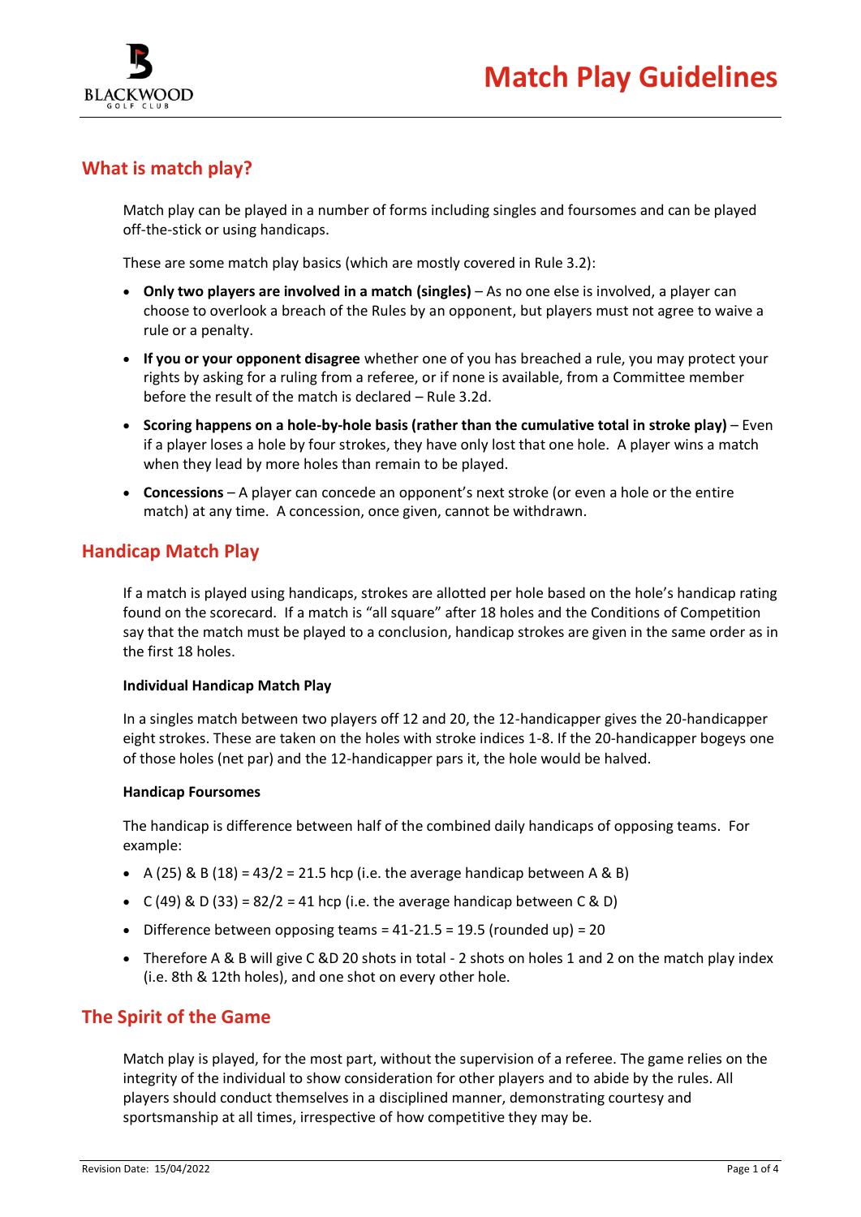# Match Play Guidelines

## What is match play?

Match play can be played in a number of forms including singles and foursomes and can be played off-the-stick or using handicaps.

These are some match play basics (which are mostly covered in Rule 3.2):

- **Only two players are involved in a match (singles)** – As no one else is involved, a player can choose to overlook a breach of the Rules by an opponent, but players must not agree to waive a rule or a penalty.
- **If you or your opponent disagree** whether one of you has breached a rule, you may protect your rights by asking for a ruling from a referee, or if none is available, from a Committee member before the result of the match is declared – Rule 3.2d.
- **Scoring happens on a hole-by-hole basis (rather than the cumulative total in stroke play)** – Even if a player loses a hole by four strokes, they have only lost that one hole. A player wins a match when they lead by more holes than remain to be played.
- **Concessions** – A player can concede an opponent's next stroke (or even a hole or the entire match) at any time. A concession, once given, cannot be withdrawn.

## Handicap Match Play

If a match is played using handicaps, strokes are allotted per hole based on the hole's handicap rating found on the scorecard. If a match is "all square" after 18 holes and the Conditions of Competition say that the match must be played to a conclusion, handicap strokes are given in the same order as in the first 18 holes.

**Individual Handicap Match Play**

In a singles match between two players off 12 and 20, the 12-handicapper gives the 20-handicapper eight strokes. These are taken on the holes with stroke indices 1-8. If the 20-handicapper bogeys one of those holes (net par) and the 12-handicapper pars it, the hole would be halved.

**Handicap Foursomes**

The handicap is difference between half of the combined daily handicaps of opposing teams. For example:

- A (25) & B (18) = 43/2 = 21.5 hcp (i.e. the average handicap between A & B)
- C (49) & D (33) = 82/2 = 41 hcp (i.e. the average handicap between C & D)
- Difference between opposing teams = 41-21.5 = 19.5 (rounded up) = 20
- Therefore A & B will give C &D 20 shots in total - 2 shots on holes 1 and 2 on the match play index (i.e. 8th & 12th holes), and one shot on every other hole.

## The Spirit of the Game

Match play is played, for the most part, without the supervision of a referee. The game relies on the integrity of the individual to show consideration for other players and to abide by the rules. All players should conduct themselves in a disciplined manner, demonstrating courtesy and sportsmanship at all times, irrespective of how competitive they may be.

Revision Date: 15/04/2022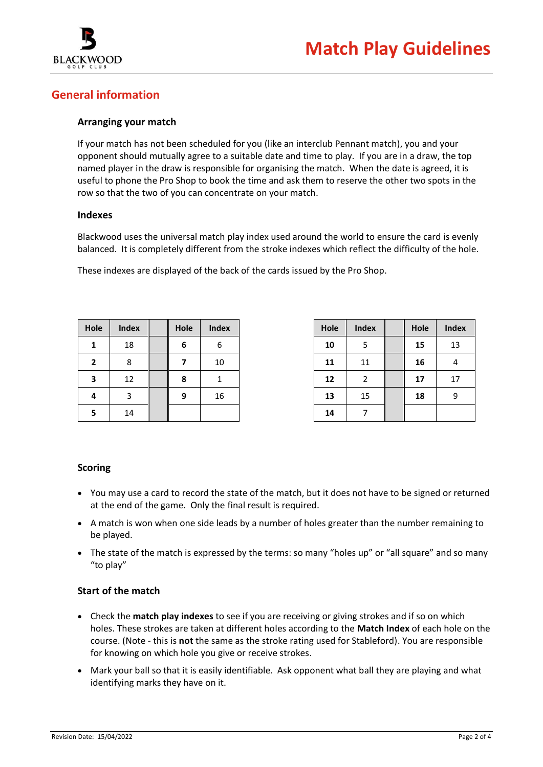# Match Play Guidelines

## General information

### Arranging your match

If your match has not been scheduled for you (like an interclub Pennant match), you and your opponent should mutually agree to a suitable date and time to play. If you are in a draw, the top named player in the draw is responsible for organising the match. When the date is agreed, it is useful to phone the Pro Shop to book the time and ask them to reserve the other two spots in the row so that the two of you can concentrate on your match.

### Indexes

Blackwood uses the universal match play index used around the world to ensure the card is evenly balanced. It is completely different from the stroke indexes which reflect the difficulty of the hole.

These indexes are displayed of the back of the cards issued by the Pro Shop.

| Hole | Index | | Hole | Index |
|---|---|---|---|---|
| **1** | 18 | | **6** | 6 |
| **2** | 8 | | **7** | 10 |
| **3** | 12 | | **8** | 1 |
| **4** | 3 | | **9** | 16 |
| **5** | 14 | | | |

| Hole | Index | | Hole | Index |
|---|---|---|---|---|
| **10** | 5 | | **15** | 13 |
| **11** | 11 | | **16** | 4 |
| **12** | 2 | | **17** | 17 |
| **13** | 15 | | **18** | 9 |
| **14** | 7 | | | |

### Scoring

- You may use a card to record the state of the match, but it does not have to be signed or returned at the end of the game. Only the final result is required.
- A match is won when one side leads by a number of holes greater than the number remaining to be played.
- The state of the match is expressed by the terms: so many "holes up" or "all square" and so many "to play"

### Start of the match

- Check the **match play indexes** to see if you are receiving or giving strokes and if so on which holes. These strokes are taken at different holes according to the **Match Index** of each hole on the course. (Note - this is **not** the same as the stroke rating used for Stableford). You are responsible for knowing on which hole you give or receive strokes.
- Mark your ball so that it is easily identifiable. Ask opponent what ball they are playing and what identifying marks they have on it.

Revision Date: 15/04/2022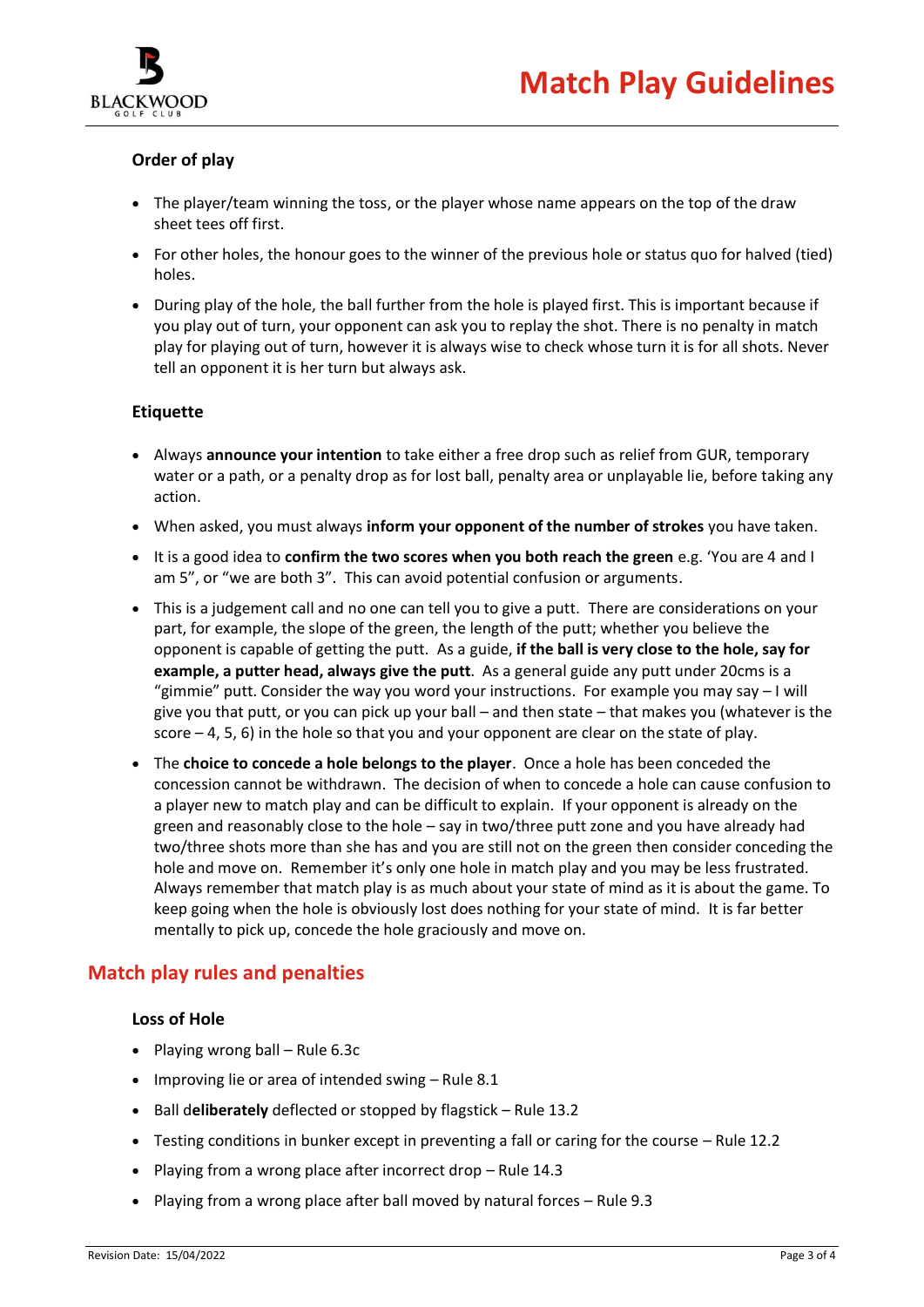### Order of play

- The player/team winning the toss, or the player whose name appears on the top of the draw sheet tees off first.
- For other holes, the honour goes to the winner of the previous hole or status quo for halved (tied) holes.
- During play of the hole, the ball further from the hole is played first. This is important because if you play out of turn, your opponent can ask you to replay the shot. There is no penalty in match play for playing out of turn, however it is always wise to check whose turn it is for all shots. Never tell an opponent it is her turn but always ask.

### Etiquette

- Always **announce your intention** to take either a free drop such as relief from GUR, temporary water or a path, or a penalty drop as for lost ball, penalty area or unplayable lie, before taking any action.
- When asked, you must always **inform your opponent of the number of strokes** you have taken.
- It is a good idea to **confirm the two scores when you both reach the green** e.g. 'You are 4 and I am 5", or "we are both 3". This can avoid potential confusion or arguments.
- This is a judgement call and no one can tell you to give a putt. There are considerations on your part, for example, the slope of the green, the length of the putt; whether you believe the opponent is capable of getting the putt. As a guide, **if the ball is very close to the hole, say for example, a putter head, always give the putt**. As a general guide any putt under 20cms is a "gimmie" putt. Consider the way you word your instructions. For example you may say – I will give you that putt, or you can pick up your ball – and then state – that makes you (whatever is the score – 4, 5, 6) in the hole so that you and your opponent are clear on the state of play.
- The **choice to concede a hole belongs to the player**. Once a hole has been conceded the concession cannot be withdrawn. The decision of when to concede a hole can cause confusion to a player new to match play and can be difficult to explain. If your opponent is already on the green and reasonably close to the hole – say in two/three putt zone and you have already had two/three shots more than she has and you are still not on the green then consider conceding the hole and move on. Remember it's only one hole in match play and you may be less frustrated. Always remember that match play is as much about your state of mind as it is about the game. To keep going when the hole is obviously lost does nothing for your state of mind. It is far better mentally to pick up, concede the hole graciously and move on.

## Match play rules and penalties

### Loss of Hole

- Playing wrong ball – Rule 6.3c
- Improving lie or area of intended swing – Rule 8.1
- Ball d**eliberately** deflected or stopped by flagstick – Rule 13.2
- Testing conditions in bunker except in preventing a fall or caring for the course – Rule 12.2
- Playing from a wrong place after incorrect drop – Rule 14.3
- Playing from a wrong place after ball moved by natural forces – Rule 9.3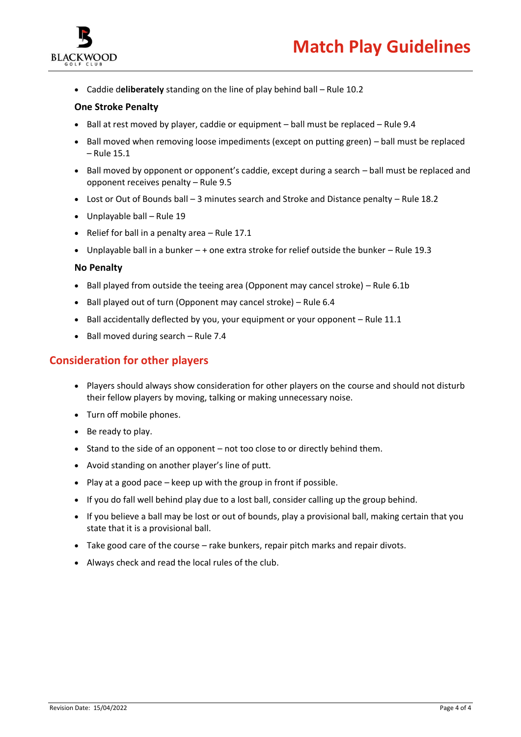- Caddie d**eliberately** standing on the line of play behind ball – Rule 10.2

### One Stroke Penalty

- Ball at rest moved by player, caddie or equipment – ball must be replaced – Rule 9.4
- Ball moved when removing loose impediments (except on putting green) – ball must be replaced – Rule 15.1
- Ball moved by opponent or opponent's caddie, except during a search – ball must be replaced and opponent receives penalty – Rule 9.5
- Lost or Out of Bounds ball – 3 minutes search and Stroke and Distance penalty – Rule 18.2
- Unplayable ball – Rule 19
- Relief for ball in a penalty area – Rule 17.1
- Unplayable ball in a bunker – + one extra stroke for relief outside the bunker – Rule 19.3

### No Penalty

- Ball played from outside the teeing area (Opponent may cancel stroke) – Rule 6.1b
- Ball played out of turn (Opponent may cancel stroke) – Rule 6.4
- Ball accidentally deflected by you, your equipment or your opponent – Rule 11.1
- Ball moved during search – Rule 7.4

## Consideration for other players

- Players should always show consideration for other players on the course and should not disturb their fellow players by moving, talking or making unnecessary noise.
- Turn off mobile phones.
- Be ready to play.
- Stand to the side of an opponent – not too close to or directly behind them.
- Avoid standing on another player's line of putt.
- Play at a good pace – keep up with the group in front if possible.
- If you do fall well behind play due to a lost ball, consider calling up the group behind.
- If you believe a ball may be lost or out of bounds, play a provisional ball, making certain that you state that it is a provisional ball.
- Take good care of the course – rake bunkers, repair pitch marks and repair divots.
- Always check and read the local rules of the club.

Revision Date: 15/04/2022